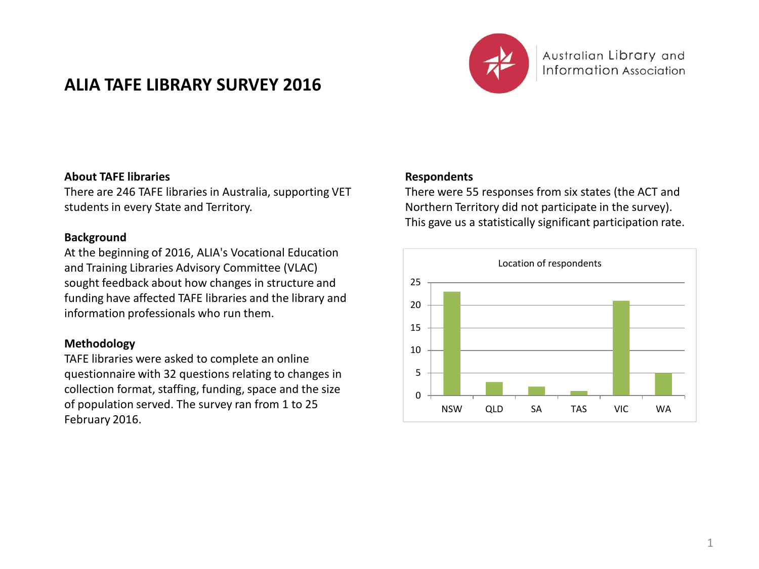# ALIA TADE LIBRARY SURVEY 2016

Australian Library and Information Association

### About TAFE libraries

There are 246 TAFE libraries in Australia, supporting VET students in every State and Territory.

### Background

At the beginning of 2016, ALIA's Vocational Education and Training Libraries Advisory Committee (VLAC) sought feedback about how changes in structure and funding have affected TAFE libraries and the library and information professionals who run them.

### Methodology

TAFE libraries were asked to complete an online questionnaire with 32 questions relating to changes in collection format, staffing, funding, space and the size of population served. The survey ran from 1 to 25 February 2016.

### Respondents

There were 55 responses from six states (the ACT and Northern Territory did not participate in the survey). This gave us a statistically significant participation rate.

Location of respondents

| State | Respondents |
| --- | --- |
| NSW | 23 |
| QLD | 3 |
| SA | 2 |
| TAS | 1 |
| VIC | 21 |
| WA | 5 |

# ALIA TAFE LIBRARY SURVEY 2016

Australian Library and Information Association

### About TAFE libraries

There are 246 TAFE libraries in Australia, supporting VET students in every State and Territory.

### Background

At the beginning of 2016, ALIA's Vocational Education and Training Libraries Advisory Committee (VLAC) sought feedback about how changes in structure and funding have affected TAFE libraries and the library and information professionals who run them.

### Methodology

TAFE libraries were asked to complete an online questionnaire with 32 questions relating to changes in collection format, staffing, funding, space and the size of population served. The survey ran from 1 to 25 February 2016.

### Respondents

There were 55 responses from six states (the ACT and Northern Territory did not participate in the survey). This gave us a statistically significant participation rate.

Location of respondents

| State | Respondents |
| --- | --- |
| NSW | 23 |
| QLD | 3 |
| SA | 2 |
| TAS | 1 |
| VIC | 21 |
| WA | 5 |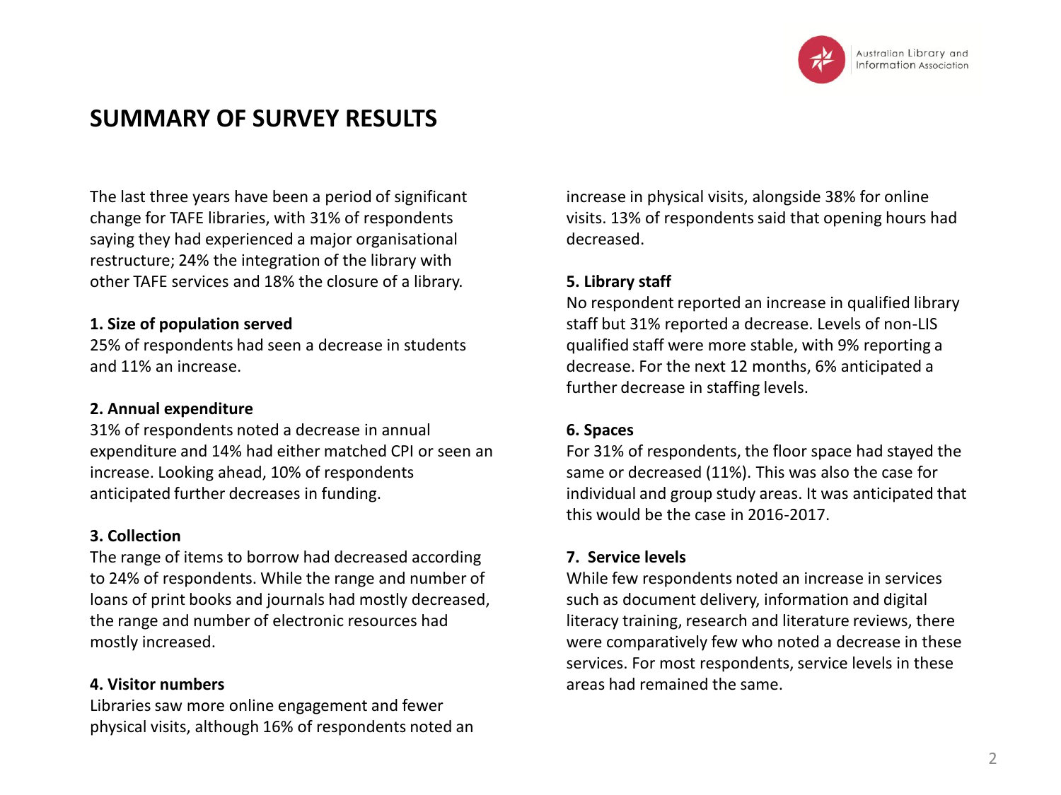# SUMMARY OF SURVEY RESULTS

The last three years have been a period of significant change for TAFE libraries, with 31% of respondents saying they had experienced a major organisational restructure; 24% the integration of the library with other TAFE services and 18% the closure of a library.

**1. Size of population served**

25% of respondents had seen a decrease in students and 11% an increase.

**2. Annual expenditure**

31% of respondents noted a decrease in annual expenditure and 14% had either matched CPI or seen an increase. Looking ahead, 10% of respondents anticipated further decreases in funding.

**3. Collection**

The range of items to borrow had decreased according to 24% of respondents. While the range and number of loans of print books and journals had mostly decreased, the range and number of electronic resources had mostly increased.

**4. Visitor numbers**

Libraries saw more online engagement and fewer physical visits, although 16% of respondents noted an increase in physical visits, alongside 38% for online visits. 13% of respondents said that opening hours had decreased.

**5. Library staff**

No respondent reported an increase in qualified library staff but 31% reported a decrease. Levels of non-LIS qualified staff were more stable, with 9% reporting a decrease. For the next 12 months, 6% anticipated a further decrease in staffing levels.

**6. Spaces**

For 31% of respondents, the floor space had stayed the same or decreased (11%). This was also the case for individual and group study areas. It was anticipated that this would be the case in 2016-2017.

**7. Service levels**

While few respondents noted an increase in services such as document delivery, information and digital literacy training, research and literature reviews, there were comparatively few who noted a decrease in these services. For most respondents, service levels in these areas had remained the same.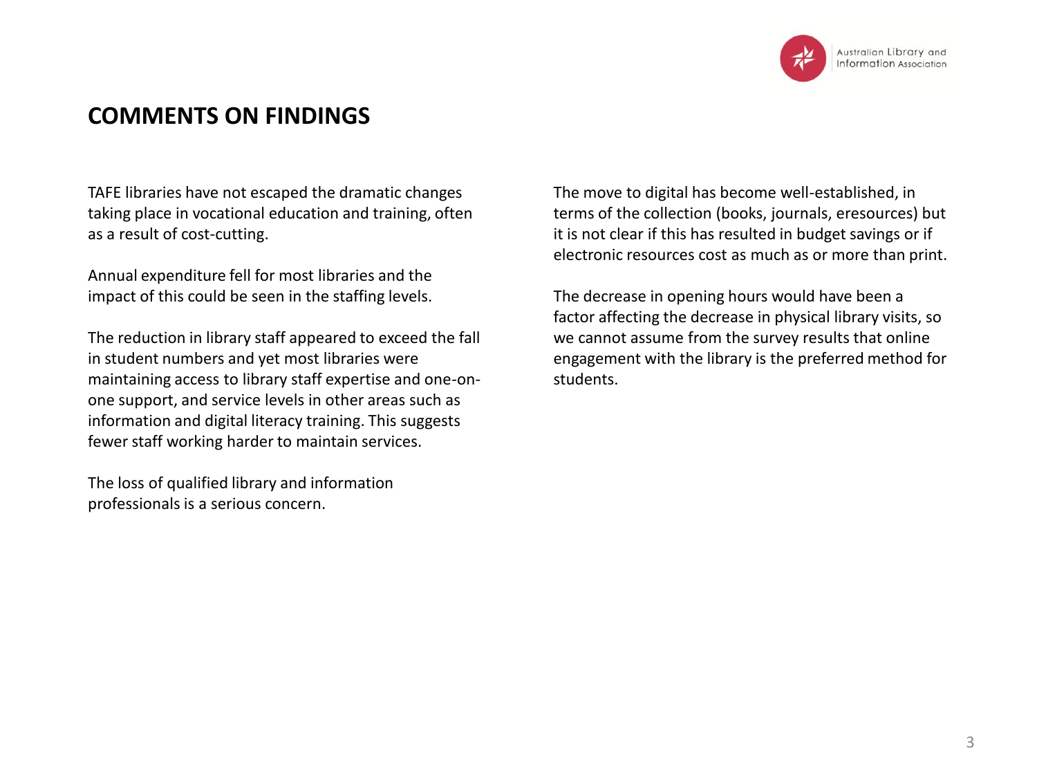## COMMENTS ON FINDINGS

TAFE libraries have not escaped the dramatic changes taking place in vocational education and training, often as a result of cost-cutting.

Annual expenditure fell for most libraries and the impact of this could be seen in the staffing levels.

The reduction in library staff appeared to exceed the fall in student numbers and yet most libraries were maintaining access to library staff expertise and one-on-one support, and service levels in other areas such as information and digital literacy training. This suggests fewer staff working harder to maintain services.

The loss of qualified library and information professionals is a serious concern.

The move to digital has become well-established, in terms of the collection (books, journals, eresources) but it is not clear if this has resulted in budget savings or if electronic resources cost as much as or more than print.

The decrease in opening hours would have been a factor affecting the decrease in physical library visits, so we cannot assume from the survey results that online engagement with the library is the preferred method for students.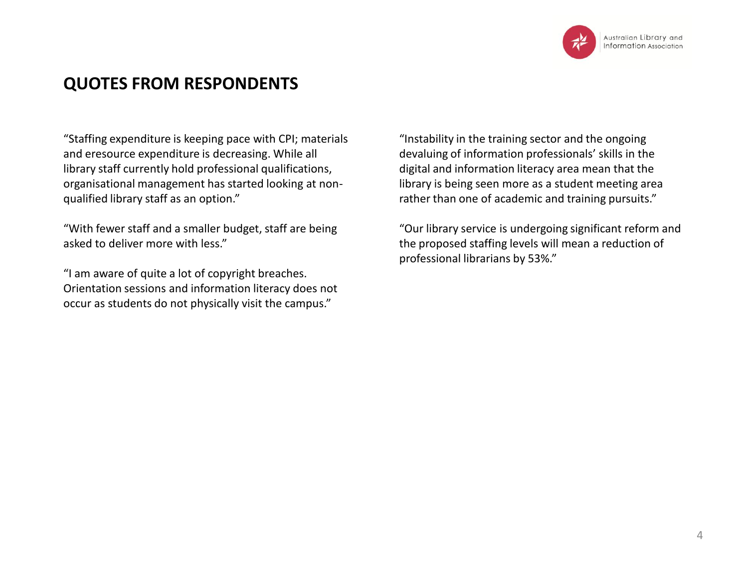# QUOTES FROM RESPONDENTS

"Staffing expenditure is keeping pace with CPI; materials and eresource expenditure is decreasing. While all library staff currently hold professional qualifications, organisational management has started looking at non-qualified library staff as an option."

"With fewer staff and a smaller budget, staff are being asked to deliver more with less."

"I am aware of quite a lot of copyright breaches. Orientation sessions and information literacy does not occur as students do not physically visit the campus."

"Instability in the training sector and the ongoing devaluing of information professionals' skills in the digital and information literacy area mean that the library is being seen more as a student meeting area rather than one of academic and training pursuits."

"Our library service is undergoing significant reform and the proposed staffing levels will mean a reduction of professional librarians by 53%."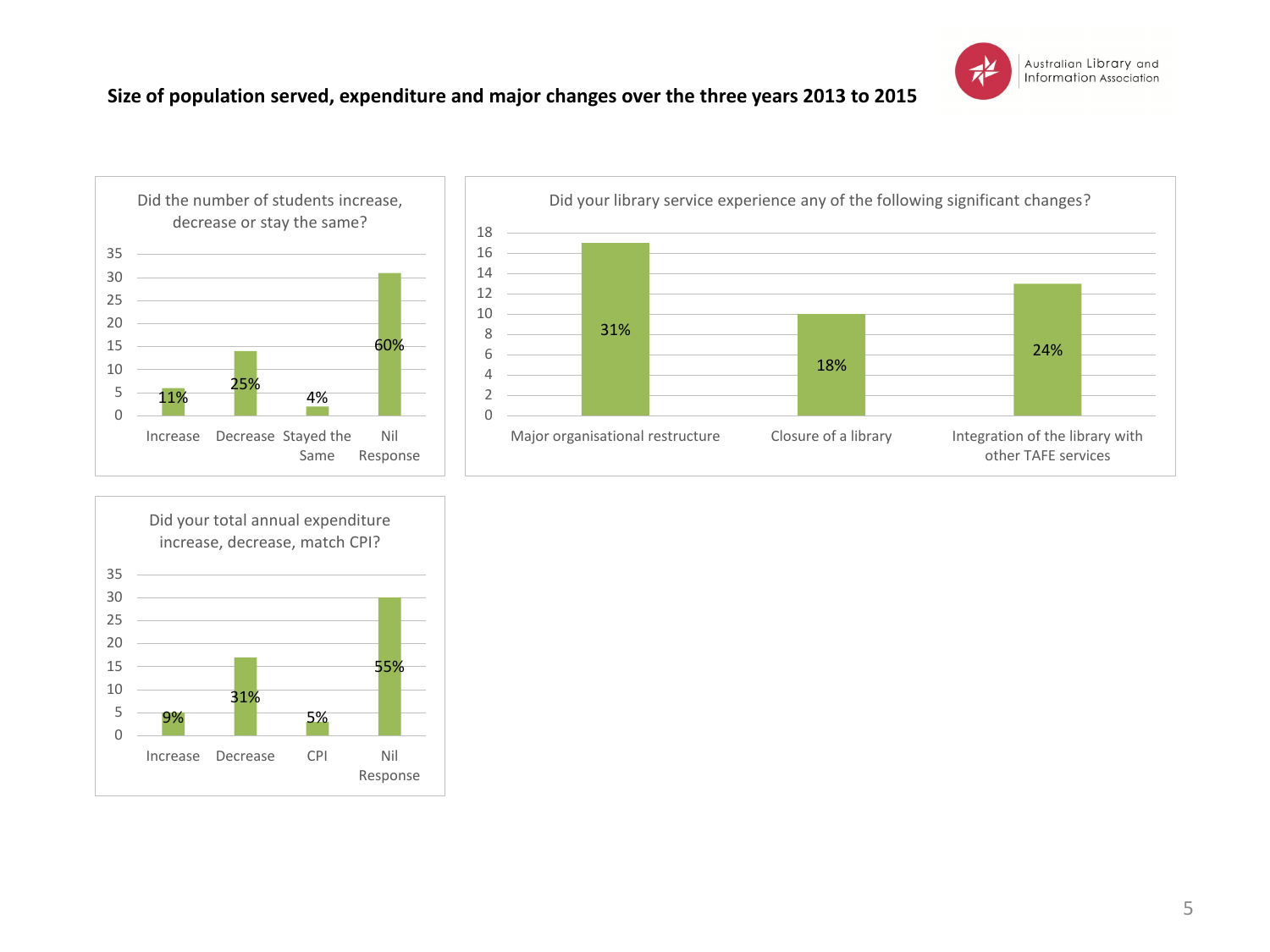**Size of population served, expenditure and major changes over the three years 2013 to 2015**

Did the number of students increase, decrease or stay the same?

| Response | Percentage |
| --- | --- |
| Increase | 11% |
| Decrease | 25% |
| Stayed the Same | 4% |
| Nil Response | 60% |

Did your library service experience any of the following significant changes?

| Change | Percentage |
| --- | --- |
| Major organisational restructure | 31% |
| Closure of a library | 18% |
| Integration of the library with other TAFE services | 24% |

Did your total annual expenditure increase, decrease, match CPI?

| Response | Percentage |
| --- | --- |
| Increase | 9% |
| Decrease | 31% |
| CPI | 5% |
| Nil Response | 55% |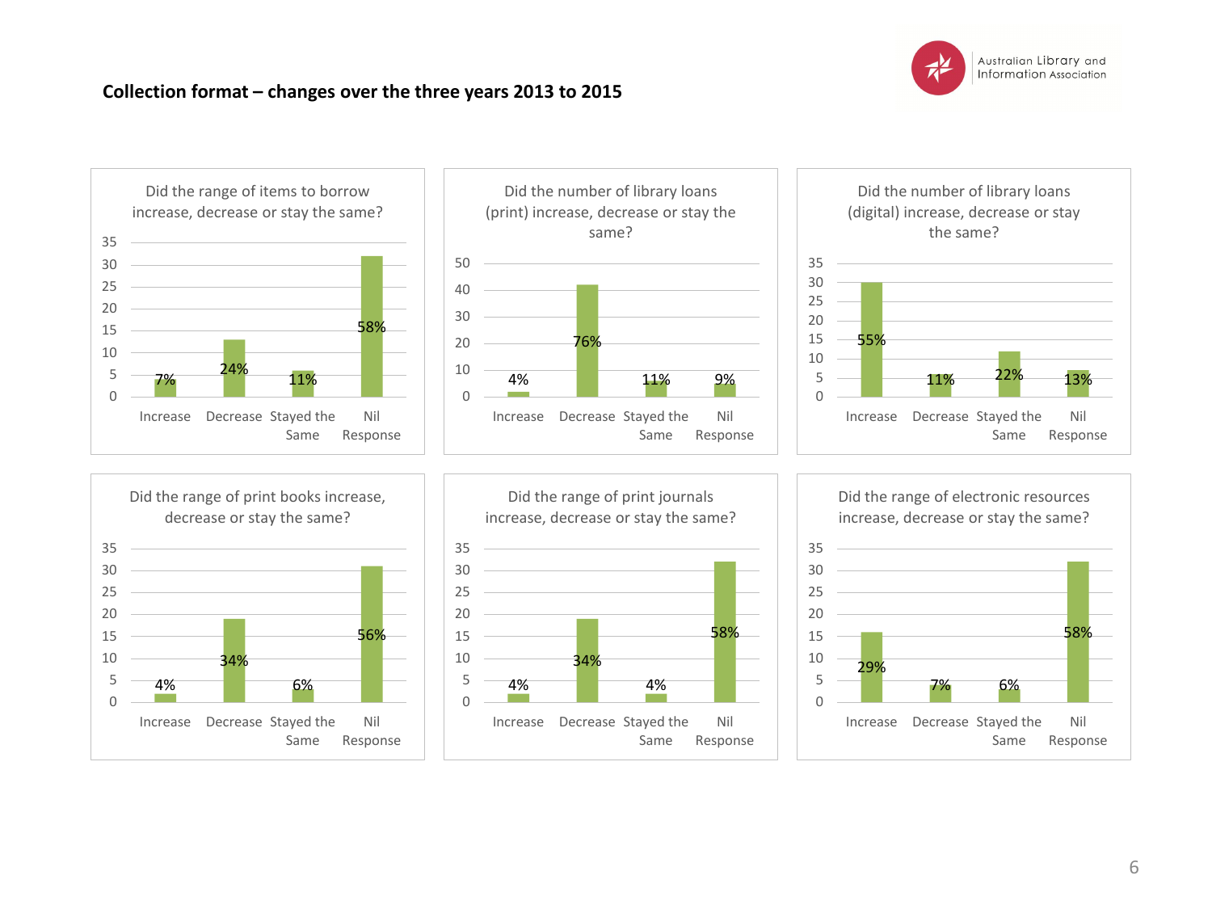**Collection format – changes over the three years 2013 to 2015**

Did the range of items to borrow increase, decrease or stay the same?

| Increase | Decrease | Stayed the Same | Nil Response |
|---|---|---|---|
| 7% | 24% | 11% | 58% |

Did the number of library loans (print) increase, decrease or stay the same?

| Increase | Decrease | Stayed the Same | Nil Response |
|---|---|---|---|
| 4% | 76% | 11% | 9% |

Did the number of library loans (digital) increase, decrease or stay the same?

| Increase | Decrease | Stayed the Same | Nil Response |
|---|---|---|---|
| 55% | 11% | 22% | 13% |

Did the range of print books increase, decrease or stay the same?

| Increase | Decrease | Stayed the Same | Nil Response |
|---|---|---|---|
| 4% | 34% | 6% | 56% |

Did the range of print journals increase, decrease or stay the same?

| Increase | Decrease | Stayed the Same | Nil Response |
|---|---|---|---|
| 4% | 34% | 4% | 58% |

Did the range of electronic resources increase, decrease or stay the same?

| Increase | Decrease | Stayed the Same | Nil Response |
|---|---|---|---|
| 29% | 7% | 6% | 58% |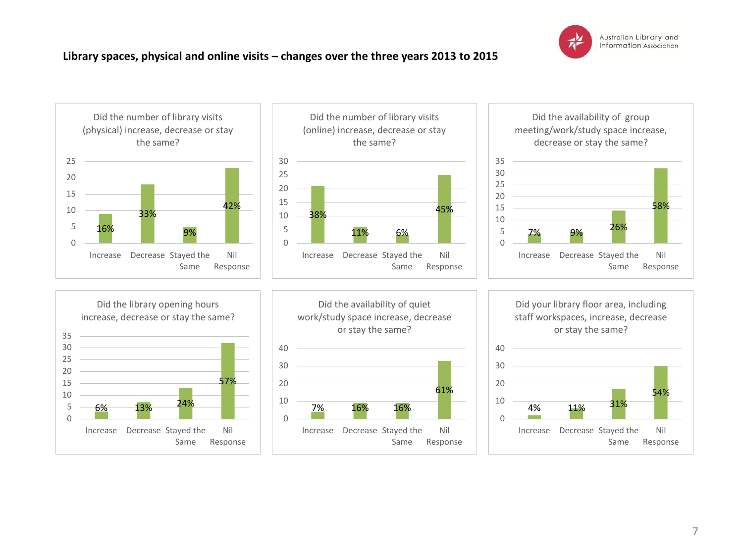**Library spaces, physical and online visits – changes over the three years 2013 to 2015**

Australian Library and Information Association

**Did the number of library visits (physical) increase, decrease or stay the same?**

| Response | Percentage |
|---|---|
| Increase | 16% |
| Decrease | 33% |
| Stayed the Same | 9% |
| Nil Response | 42% |

**Did the number of library visits (online) increase, decrease or stay the same?**

| Response | Percentage |
|---|---|
| Increase | 38% |
| Decrease | 11% |
| Stayed the Same | 6% |
| Nil Response | 45% |

**Did the availability of group meeting/work/study space increase, decrease or stay the same?**

| Response | Percentage |
|---|---|
| Increase | 7% |
| Decrease | 9% |
| Stayed the Same | 26% |
| Nil Response | 58% |

**Did the library opening hours increase, decrease or stay the same?**

| Response | Percentage |
|---|---|
| Increase | 6% |
| Decrease | 13% |
| Stayed the Same | 24% |
| Nil Response | 57% |

**Did the availability of quiet work/study space increase, decrease or stay the same?**

| Response | Percentage |
|---|---|
| Increase | 7% |
| Decrease | 16% |
| Stayed the Same | 16% |
| Nil Response | 61% |

**Did your library floor area, including staff workspaces, increase, decrease or stay the same?**

| Response | Percentage |
|---|---|
| Increase | 4% |
| Decrease | 11% |
| Stayed the Same | 31% |
| Nil Response | 54% |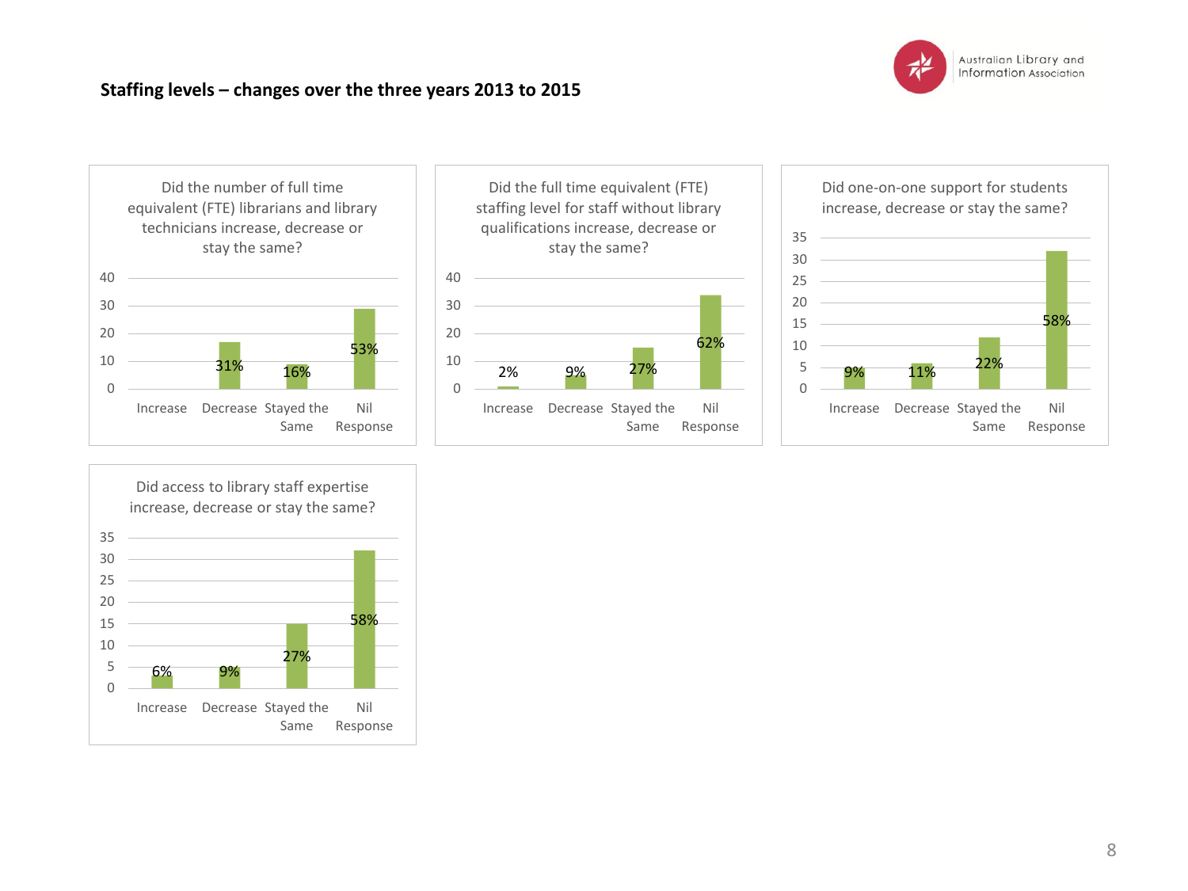## Staffing levels – changes over the three years 2013 to 2015

**Did the number of full time equivalent (FTE) librarians and library technicians increase, decrease or stay the same?**

| Increase | Decrease | Stayed the Same | Nil Response |
|---|---|---|---|
|  | 31% | 16% | 53% |

**Did the full time equivalent (FTE) staffing level for staff without library qualifications increase, decrease or stay the same?**

| Increase | Decrease | Stayed the Same | Nil Response |
|---|---|---|---|
| 2% | 9% | 27% | 62% |

**Did one-on-one support for students increase, decrease or stay the same?**

| Increase | Decrease | Stayed the Same | Nil Response |
|---|---|---|---|
| 9% | 11% | 22% | 58% |

**Did access to library staff expertise increase, decrease or stay the same?**

| Increase | Decrease | Stayed the Same | Nil Response |
|---|---|---|---|
| 6% | 9% | 27% | 58% |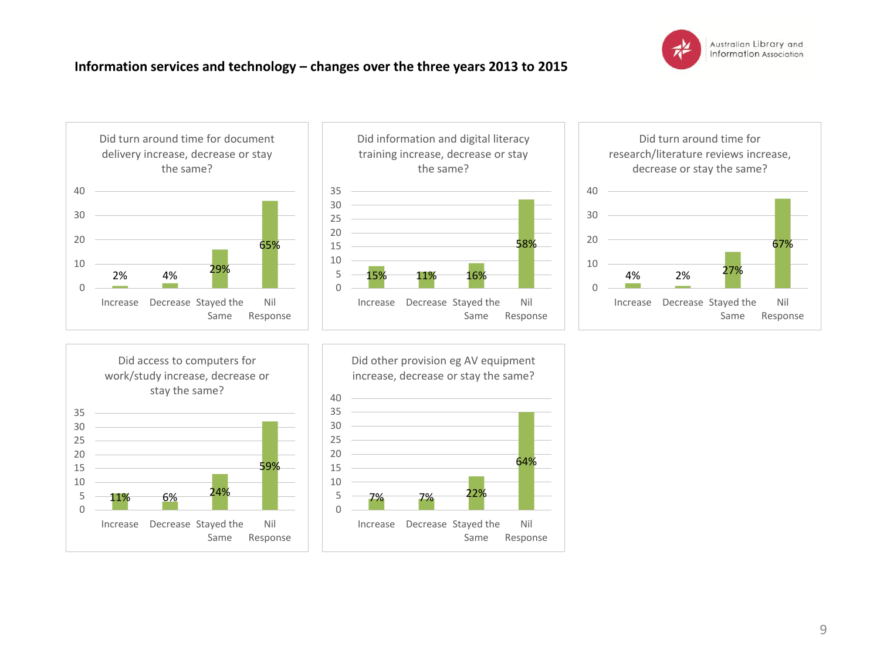## Information services and technology – changes over the three years 2013 to 2015

**Did turn around time for document delivery increase, decrease or stay the same?**

| Response | Percentage |
|---|---|
| Increase | 2% |
| Decrease | 4% |
| Stayed the Same | 29% |
| Nil Response | 65% |

**Did information and digital literacy training increase, decrease or stay the same?**

| Response | Percentage |
|---|---|
| Increase | 15% |
| Decrease | 11% |
| Stayed the Same | 16% |
| Nil Response | 58% |

**Did turn around time for research/literature reviews increase, decrease or stay the same?**

| Response | Percentage |
|---|---|
| Increase | 4% |
| Decrease | 2% |
| Stayed the Same | 27% |
| Nil Response | 67% |

**Did access to computers for work/study increase, decrease or stay the same?**

| Response | Percentage |
|---|---|
| Increase | 11% |
| Decrease | 6% |
| Stayed the Same | 24% |
| Nil Response | 59% |

**Did other provision eg AV equipment increase, decrease or stay the same?**

| Response | Percentage |
|---|---|
| Increase | 7% |
| Decrease | 7% |
| Stayed the Same | 22% |
| Nil Response | 64% |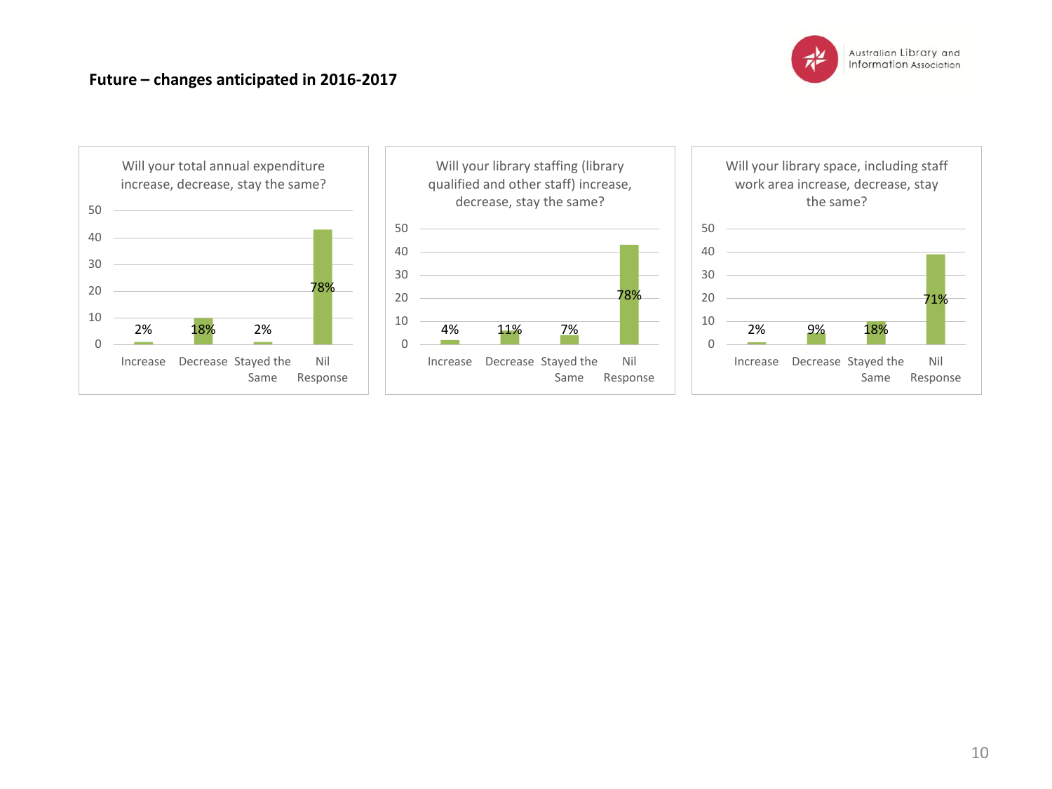**Future – changes anticipated in 2016-2017**

Will your total annual expenditure increase, decrease, stay the same?

50
40
30
20
10
0

2%
18%
2%
78%

Increase
Decrease
Stayed the Same
Nil Response

Will your library staffing (library qualified and other staff) increase, decrease, stay the same?

50
40
30
20
10
0

4%
11%
7%
78%

Increase
Decrease
Stayed the Same
Nil Response

Will your library space, including staff work area increase, decrease, stay the same?

50
40
30
20
10
0

2%
9%
18%
71%

Increase
Decrease
Stayed the Same
Nil Response